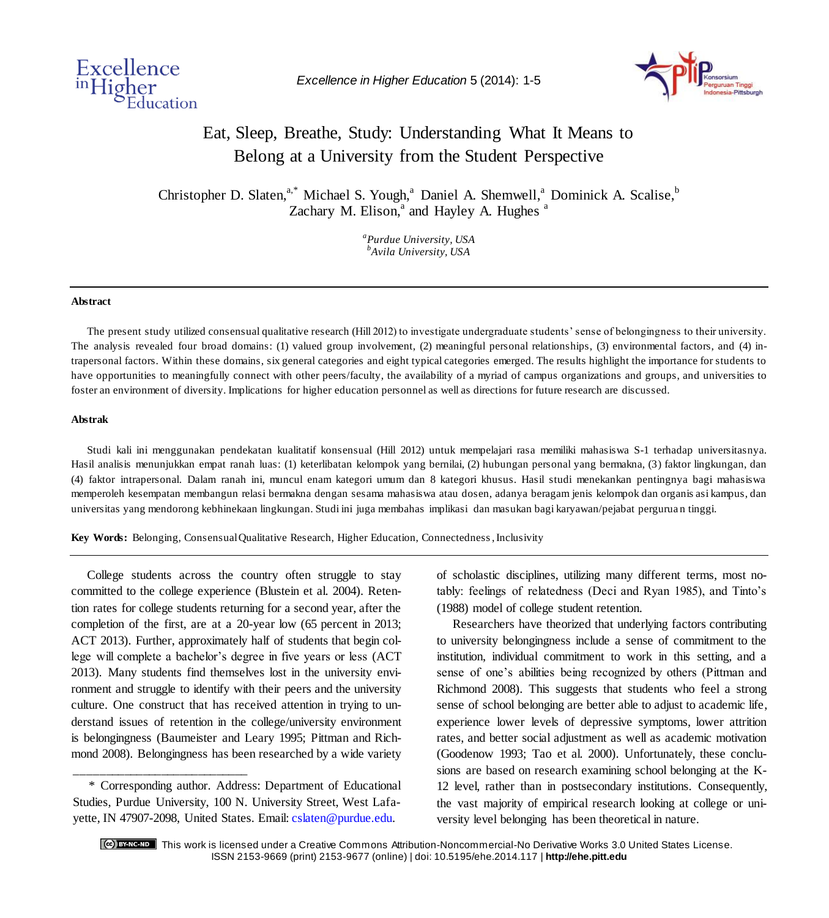# Eat, Sleep, Breathe, Study: Understanding What It Means to Belong at a University from the Student Perspective

Christopher D. Slaten,[a,*] Michael S. Yough,[a] Daniel A. Shemwell,[a] Dominick A. Scalise,[b] Zachary M. Elison,[a] and Hayley A. Hughes [a]

[a]*Purdue University, USA*
[b]*Avila University, USA*

---

**Abstract**

The present study utilized consensual qualitative research (Hill 2012) to investigate undergraduate students' sense of belongingness to their university. The analysis revealed four broad domains: (1) valued group involvement, (2) meaningful personal relationships, (3) environmental factors, and (4) intrapersonal factors. Within these domains, six general categories and eight typical categories emerged. The results highlight the importance for students to have opportunities to meaningfully connect with other peers/faculty, the availability of a myriad of campus organizations and groups, and universities to foster an environment of diversity. Implications for higher education personnel as well as directions for future research are discussed.

**Abstrak**

Studi kali ini menggunakan pendekatan kualitatif konsensual (Hill 2012) untuk mempelajari rasa memiliki mahasiswa S-1 terhadap universitasnya. Hasil analisis menunjukkan empat ranah luas: (1) keterlibatan kelompok yang bernilai, (2) hubungan personal yang bermakna, (3) faktor lingkungan, dan (4) faktor intrapersonal. Dalam ranah ini, muncul enam kategori umum dan 8 kategori khusus. Hasil studi menekankan pentingnya bagi mahasiswa memperoleh kesempatan membangun relasi bermakna dengan sesama mahasiswa atau dosen, adanya beragam jenis kelompok dan organisasi kampus, dan universitas yang mendorong kebhinekaan lingkungan. Studi ini juga membahas implikasi dan masukan bagi karyawan/pejabat perguruan tinggi.

**Key Words:** Belonging, Consensual Qualitative Research, Higher Education, Connectedness, Inclusivity

---

College students across the country often struggle to stay committed to the college experience (Blustein et al. 2004). Retention rates for college students returning for a second year, after the completion of the first, are at a 20-year low (65 percent in 2013; ACT 2013). Further, approximately half of students that begin college will complete a bachelor's degree in five years or less (ACT 2013). Many students find themselves lost in the university environment and struggle to identify with their peers and the university culture. One construct that has received attention in trying to understand issues of retention in the college/university environment is belongingness (Baumeister and Leary 1995; Pittman and Richmond 2008). Belongingness has been researched by a wide variety of scholastic disciplines, utilizing many different terms, most notably: feelings of relatedness (Deci and Ryan 1985), and Tinto's (1988) model of college student retention.

Researchers have theorized that underlying factors contributing to university belongingness include a sense of commitment to the institution, individual commitment to work in this setting, and a sense of one's abilities being recognized by others (Pittman and Richmond 2008). This suggests that students who feel a strong sense of school belonging are better able to adjust to academic life, experience lower levels of depressive symptoms, lower attrition rates, and better social adjustment as well as academic motivation (Goodenow 1993; Tao et al. 2000). Unfortunately, these conclusions are based on research examining school belonging at the K-12 level, rather than in postsecondary institutions. Consequently, the vast majority of empirical research looking at college or university level belonging has been theoretical in nature.

---

\* Corresponding author. Address: Department of Educational Studies, Purdue University, 100 N. University Street, West Lafayette, IN 47907-2098, United States. Email: cslaten@purdue.edu.

This work is licensed under a Creative Commons Attribution-Noncommercial-No Derivative Works 3.0 United States License.
ISSN 2153-9669 (print) 2153-9677 (online) | doi: 10.5195/ehe.2014.117 | **http://ehe.pitt.edu**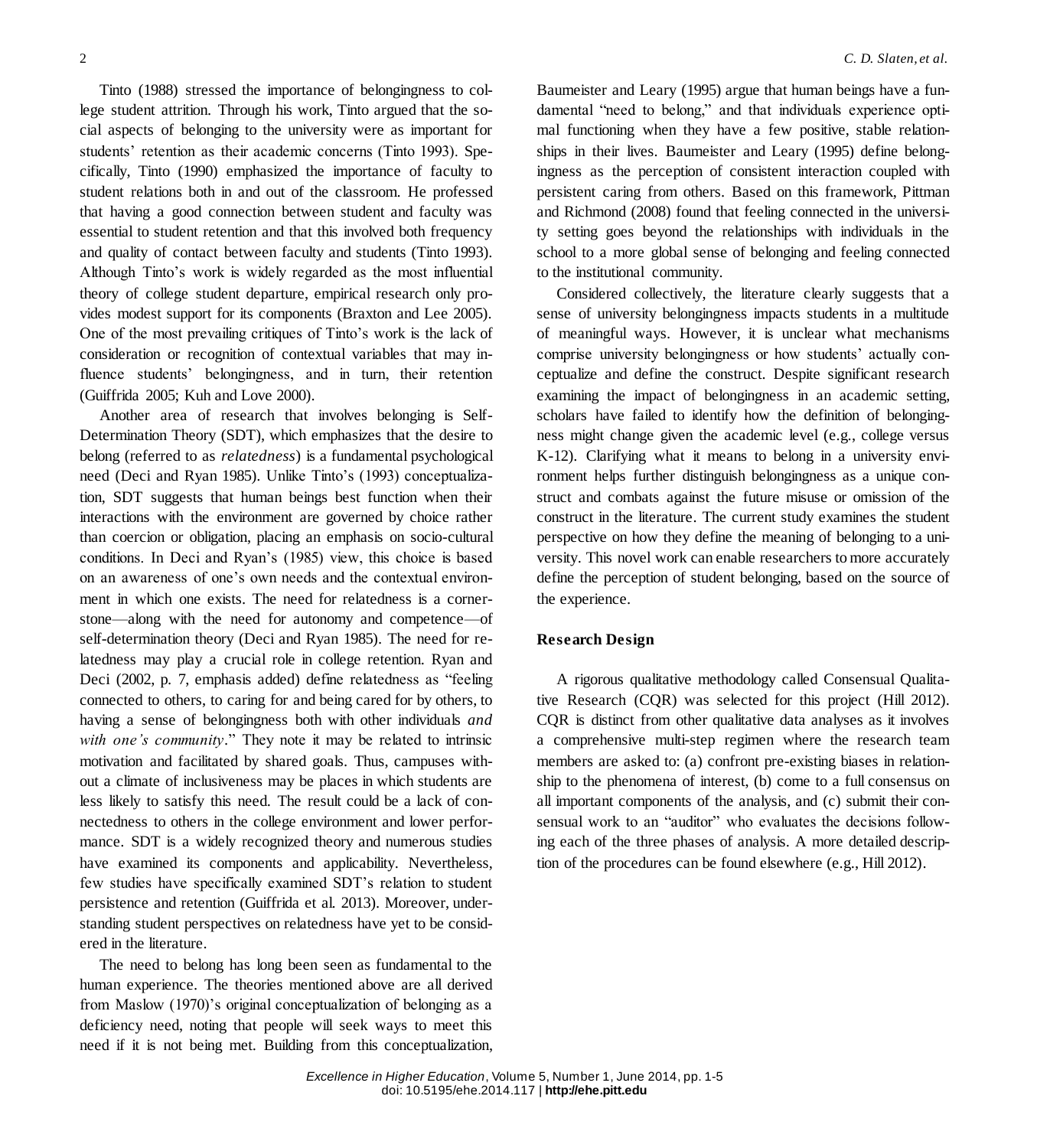Tinto (1988) stressed the importance of belongingness to college student attrition. Through his work, Tinto argued that the social aspects of belonging to the university were as important for students' retention as their academic concerns (Tinto 1993). Specifically, Tinto (1990) emphasized the importance of faculty to student relations both in and out of the classroom. He professed that having a good connection between student and faculty was essential to student retention and that this involved both frequency and quality of contact between faculty and students (Tinto 1993). Although Tinto's work is widely regarded as the most influential theory of college student departure, empirical research only provides modest support for its components (Braxton and Lee 2005). One of the most prevailing critiques of Tinto's work is the lack of consideration or recognition of contextual variables that may influence students' belongingness, and in turn, their retention (Guiffrida 2005; Kuh and Love 2000).

Another area of research that involves belonging is Self-Determination Theory (SDT), which emphasizes that the desire to belong (referred to as *relatedness*) is a fundamental psychological need (Deci and Ryan 1985). Unlike Tinto's (1993) conceptualization, SDT suggests that human beings best function when their interactions with the environment are governed by choice rather than coercion or obligation, placing an emphasis on socio-cultural conditions. In Deci and Ryan's (1985) view, this choice is based on an awareness of one's own needs and the contextual environment in which one exists. The need for relatedness is a cornerstone—along with the need for autonomy and competence—of self-determination theory (Deci and Ryan 1985). The need for relatedness may play a crucial role in college retention. Ryan and Deci (2002, p. 7, emphasis added) define relatedness as "feeling connected to others, to caring for and being cared for by others, to having a sense of belongingness both with other individuals *and with one's community*." They note it may be related to intrinsic motivation and facilitated by shared goals. Thus, campuses without a climate of inclusiveness may be places in which students are less likely to satisfy this need. The result could be a lack of connectedness to others in the college environment and lower performance. SDT is a widely recognized theory and numerous studies have examined its components and applicability. Nevertheless, few studies have specifically examined SDT's relation to student persistence and retention (Guiffrida et al. 2013). Moreover, understanding student perspectives on relatedness have yet to be considered in the literature.

The need to belong has long been seen as fundamental to the human experience. The theories mentioned above are all derived from Maslow (1970)'s original conceptualization of belonging as a deficiency need, noting that people will seek ways to meet this need if it is not being met. Building from this conceptualization, Baumeister and Leary (1995) argue that human beings have a fundamental "need to belong," and that individuals experience optimal functioning when they have a few positive, stable relationships in their lives. Baumeister and Leary (1995) define belongingness as the perception of consistent interaction coupled with persistent caring from others. Based on this framework, Pittman and Richmond (2008) found that feeling connected in the university setting goes beyond the relationships with individuals in the school to a more global sense of belonging and feeling connected to the institutional community.

Considered collectively, the literature clearly suggests that a sense of university belongingness impacts students in a multitude of meaningful ways. However, it is unclear what mechanisms comprise university belongingness or how students' actually conceptualize and define the construct. Despite significant research examining the impact of belongingness in an academic setting, scholars have failed to identify how the definition of belongingness might change given the academic level (e.g., college versus K-12). Clarifying what it means to belong in a university environment helps further distinguish belongingness as a unique construct and combats against the future misuse or omission of the construct in the literature. The current study examines the student perspective on how they define the meaning of belonging to a university. This novel work can enable researchers to more accurately define the perception of student belonging, based on the source of the experience.

## Research Design

A rigorous qualitative methodology called Consensual Qualitative Research (CQR) was selected for this project (Hill 2012). CQR is distinct from other qualitative data analyses as it involves a comprehensive multi-step regimen where the research team members are asked to: (a) confront pre-existing biases in relationship to the phenomena of interest, (b) come to a full consensus on all important components of the analysis, and (c) submit their consensual work to an "auditor" who evaluates the decisions following each of the three phases of analysis. A more detailed description of the procedures can be found elsewhere (e.g., Hill 2012).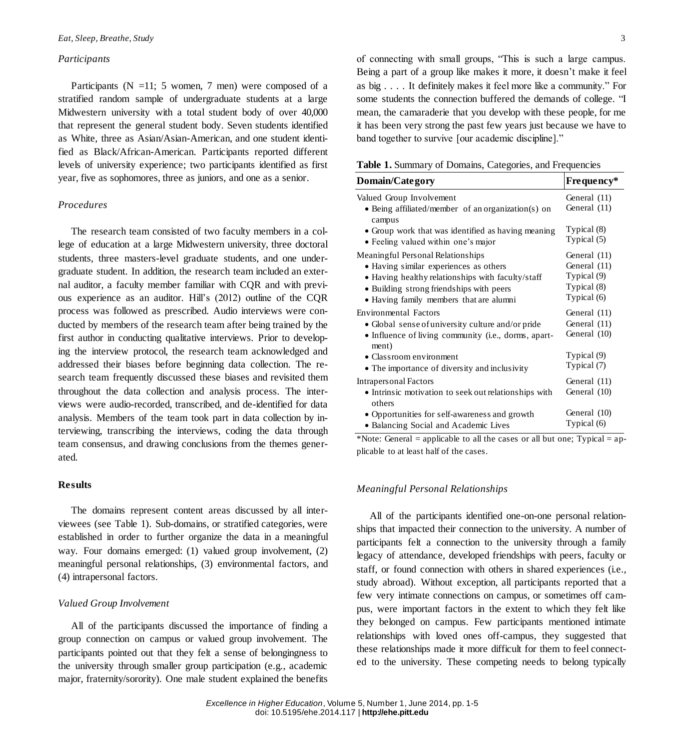### *Participants*

Participants (N =11; 5 women, 7 men) were composed of a stratified random sample of undergraduate students at a large Midwestern university with a total student body of over 40,000 that represent the general student body. Seven students identified as White, three as Asian/Asian-American, and one student identified as Black/African-American. Participants reported different levels of university experience; two participants identified as first year, five as sophomores, three as juniors, and one as a senior.

### *Procedures*

The research team consisted of two faculty members in a college of education at a large Midwestern university, three doctoral students, three masters-level graduate students, and one undergraduate student. In addition, the research team included an external auditor, a faculty member familiar with CQR and with previous experience as an auditor. Hill's (2012) outline of the CQR process was followed as prescribed. Audio interviews were conducted by members of the research team after being trained by the first author in conducting qualitative interviews. Prior to developing the interview protocol, the research team acknowledged and addressed their biases before beginning data collection. The research team frequently discussed these biases and revisited them throughout the data collection and analysis process. The interviews were audio-recorded, transcribed, and de-identified for data analysis. Members of the team took part in data collection by interviewing, transcribing the interviews, coding the data through team consensus, and drawing conclusions from the themes generated.

## **Results**

The domains represent content areas discussed by all interviewees (see Table 1). Sub-domains, or stratified categories, were established in order to further organize the data in a meaningful way. Four domains emerged: (1) valued group involvement, (2) meaningful personal relationships, (3) environmental factors, and (4) intrapersonal factors.

### *Valued Group Involvement*

All of the participants discussed the importance of finding a group connection on campus or valued group involvement. The participants pointed out that they felt a sense of belongingness to the university through smaller group participation (e.g., academic major, fraternity/sorority). One male student explained the benefits of connecting with small groups, "This is such a large campus. Being a part of a group like makes it more, it doesn't make it feel as big . . . . It definitely makes it feel more like a community." For some students the connection buffered the demands of college. "I mean, the camaraderie that you develop with these people, for me it has been very strong the past few years just because we have to band together to survive [our academic discipline]."

**Table 1.** Summary of Domains, Categories, and Frequencies

| Domain/Category | Frequency* |
|---|---|
| Valued Group Involvement | General (11) |
| • Being affiliated/member of an organization(s) on campus | General (11) |
| • Group work that was identified as having meaning | Typical (8) |
| • Feeling valued within one's major | Typical (5) |
| Meaningful Personal Relationships | General (11) |
| • Having similar experiences as others | General (11) |
| • Having healthy relationships with faculty/staff | Typical (9) |
| • Building strong friendships with peers | Typical (8) |
| • Having family members that are alumni | Typical (6) |
| Environmental Factors | General (11) |
| • Global sense of university culture and/or pride | General (11) |
| • Influence of living community (i.e., dorms, apartment) | General (10) |
| • Classroom environment | Typical (9) |
| • The importance of diversity and inclusivity | Typical (7) |
| Intrapersonal Factors | General (11) |
| • Intrinsic motivation to seek out relationships with others | General (10) |
| • Opportunities for self-awareness and growth | General (10) |
| • Balancing Social and Academic Lives | Typical (6) |

*Note: General = applicable to all the cases or all but one; Typical = applicable to at least half of the cases.

### *Meaningful Personal Relationships*

All of the participants identified one-on-one personal relationships that impacted their connection to the university. A number of participants felt a connection to the university through a family legacy of attendance, developed friendships with peers, faculty or staff, or found connection with others in shared experiences (i.e., study abroad). Without exception, all participants reported that a few very intimate connections on campus, or sometimes off campus, were important factors in the extent to which they felt like they belonged on campus. Few participants mentioned intimate relationships with loved ones off-campus, they suggested that these relationships made it more difficult for them to feel connected to the university. These competing needs to belong typically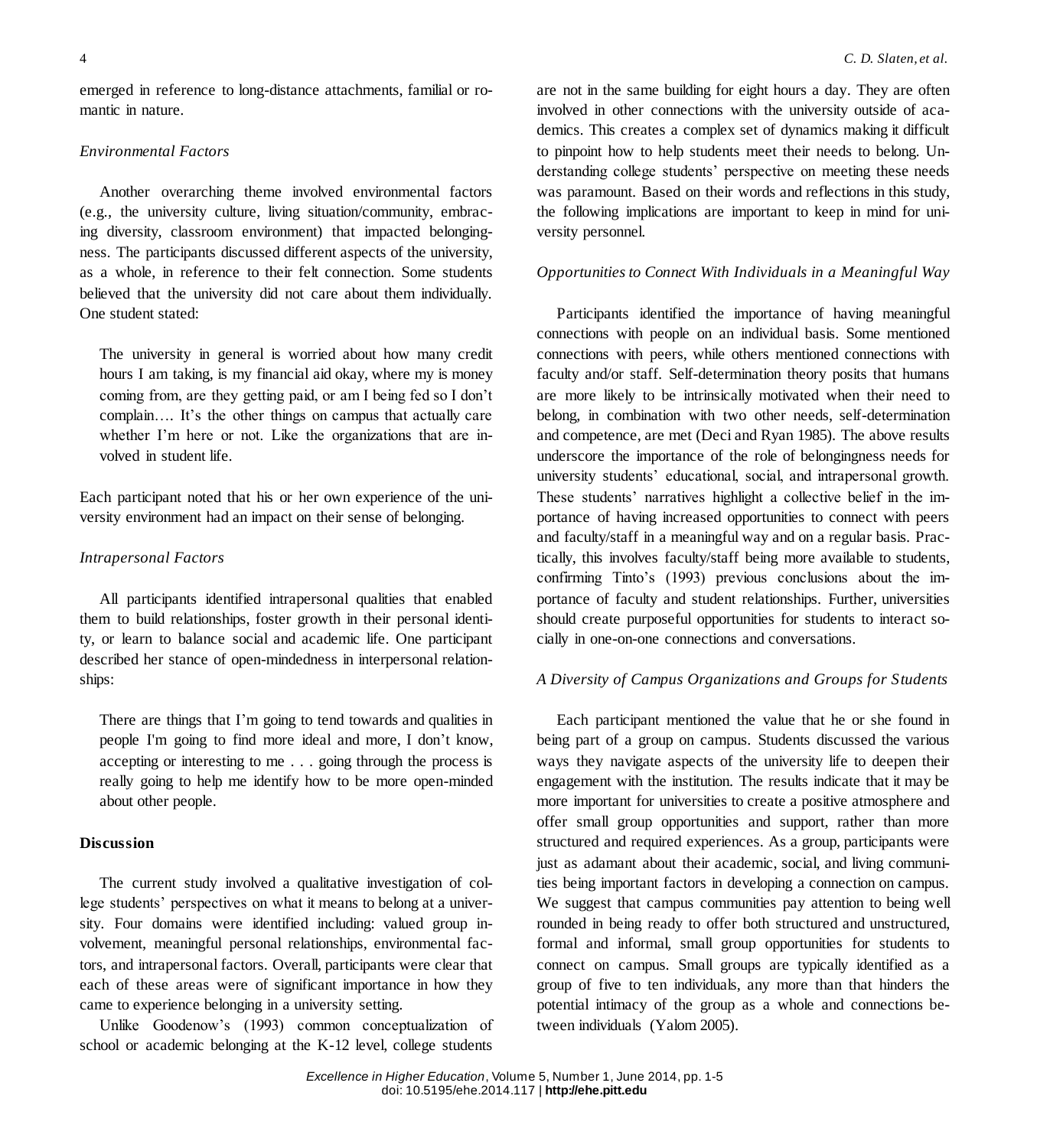emerged in reference to long-distance attachments, familial or romantic in nature.

### *Environmental Factors*

Another overarching theme involved environmental factors (e.g., the university culture, living situation/community, embracing diversity, classroom environment) that impacted belongingness. The participants discussed different aspects of the university, as a whole, in reference to their felt connection. Some students believed that the university did not care about them individually. One student stated:

> The university in general is worried about how many credit hours I am taking, is my financial aid okay, where my is money coming from, are they getting paid, or am I being fed so I don't complain…. It's the other things on campus that actually care whether I'm here or not. Like the organizations that are involved in student life.

Each participant noted that his or her own experience of the university environment had an impact on their sense of belonging.

### *Intrapersonal Factors*

All participants identified intrapersonal qualities that enabled them to build relationships, foster growth in their personal identity, or learn to balance social and academic life. One participant described her stance of open-mindedness in interpersonal relationships:

> There are things that I'm going to tend towards and qualities in people I'm going to find more ideal and more, I don't know, accepting or interesting to me . . . going through the process is really going to help me identify how to be more open-minded about other people.

## Discussion

The current study involved a qualitative investigation of college students' perspectives on what it means to belong at a university. Four domains were identified including: valued group involvement, meaningful personal relationships, environmental factors, and intrapersonal factors. Overall, participants were clear that each of these areas were of significant importance in how they came to experience belonging in a university setting.

Unlike Goodenow's (1993) common conceptualization of school or academic belonging at the K-12 level, college students are not in the same building for eight hours a day. They are often involved in other connections with the university outside of academics. This creates a complex set of dynamics making it difficult to pinpoint how to help students meet their needs to belong. Understanding college students' perspective on meeting these needs was paramount. Based on their words and reflections in this study, the following implications are important to keep in mind for university personnel.

### *Opportunities to Connect With Individuals in a Meaningful Way*

Participants identified the importance of having meaningful connections with people on an individual basis. Some mentioned connections with peers, while others mentioned connections with faculty and/or staff. Self-determination theory posits that humans are more likely to be intrinsically motivated when their need to belong, in combination with two other needs, self-determination and competence, are met (Deci and Ryan 1985). The above results underscore the importance of the role of belongingness needs for university students' educational, social, and intrapersonal growth. These students' narratives highlight a collective belief in the importance of having increased opportunities to connect with peers and faculty/staff in a meaningful way and on a regular basis. Practically, this involves faculty/staff being more available to students, confirming Tinto's (1993) previous conclusions about the importance of faculty and student relationships. Further, universities should create purposeful opportunities for students to interact socially in one-on-one connections and conversations.

### *A Diversity of Campus Organizations and Groups for Students*

Each participant mentioned the value that he or she found in being part of a group on campus. Students discussed the various ways they navigate aspects of the university life to deepen their engagement with the institution. The results indicate that it may be more important for universities to create a positive atmosphere and offer small group opportunities and support, rather than more structured and required experiences. As a group, participants were just as adamant about their academic, social, and living communities being important factors in developing a connection on campus. We suggest that campus communities pay attention to being well rounded in being ready to offer both structured and unstructured, formal and informal, small group opportunities for students to connect on campus. Small groups are typically identified as a group of five to ten individuals, any more than that hinders the potential intimacy of the group as a whole and connections between individuals (Yalom 2005).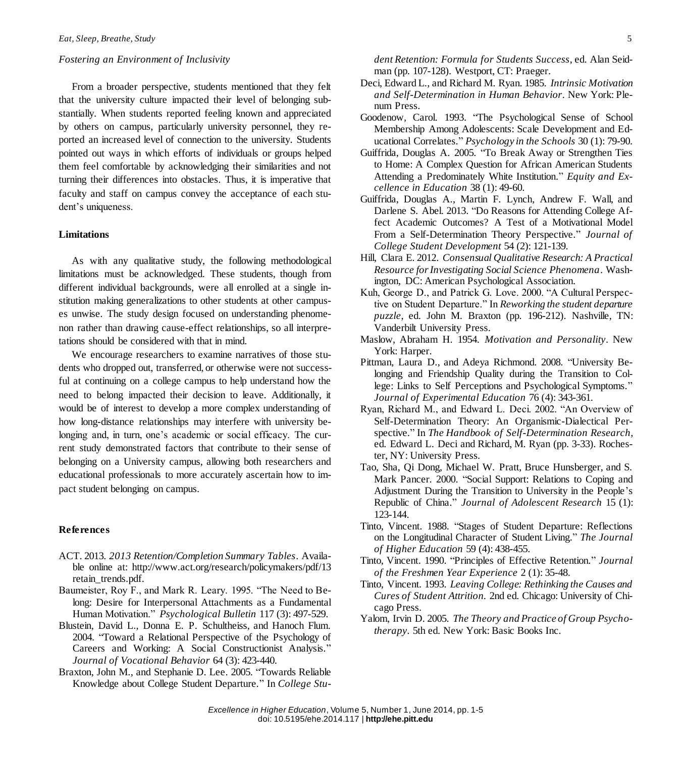*Fostering an Environment of Inclusivity*

From a broader perspective, students mentioned that they felt that the university culture impacted their level of belonging substantially. When students reported feeling known and appreciated by others on campus, particularly university personnel, they reported an increased level of connection to the university. Students pointed out ways in which efforts of individuals or groups helped them feel comfortable by acknowledging their similarities and not turning their differences into obstacles. Thus, it is imperative that faculty and staff on campus convey the acceptance of each student's uniqueness.

## Limitations

As with any qualitative study, the following methodological limitations must be acknowledged. These students, though from different individual backgrounds, were all enrolled at a single institution making generalizations to other students at other campuses unwise. The study design focused on understanding phenomenon rather than drawing cause-effect relationships, so all interpretations should be considered with that in mind.

We encourage researchers to examine narratives of those students who dropped out, transferred, or otherwise were not successful at continuing on a college campus to help understand how the need to belong impacted their decision to leave. Additionally, it would be of interest to develop a more complex understanding of how long-distance relationships may interfere with university belonging and, in turn, one's academic or social efficacy. The current study demonstrated factors that contribute to their sense of belonging on a University campus, allowing both researchers and educational professionals to more accurately ascertain how to impact student belonging on campus.

## References

ACT. 2013. *2013 Retention/Completion Summary Tables*. Available online at: http://www.act.org/research/policymakers/pdf/13retain_trends.pdf.

Baumeister, Roy F., and Mark R. Leary. 1995. "The Need to Belong: Desire for Interpersonal Attachments as a Fundamental Human Motivation." *Psychological Bulletin* 117 (3): 497-529.

Blustein, David L., Donna E. P. Schultheiss, and Hanoch Flum. 2004. "Toward a Relational Perspective of the Psychology of Careers and Working: A Social Constructionist Analysis." *Journal of Vocational Behavior* 64 (3): 423-440.

Braxton, John M., and Stephanie D. Lee. 2005. "Towards Reliable Knowledge about College Student Departure." In *College Student Retention: Formula for Students Success*, ed. Alan Seidman (pp. 107-128). Westport, CT: Praeger.

Deci, Edward L., and Richard M. Ryan. 1985. *Intrinsic Motivation and Self-Determination in Human Behavior*. New York: Plenum Press.

Goodenow, Carol. 1993. "The Psychological Sense of School Membership Among Adolescents: Scale Development and Educational Correlates." *Psychology in the Schools* 30 (1): 79-90.

Guiffrida, Douglas A. 2005. "To Break Away or Strengthen Ties to Home: A Complex Question for African American Students Attending a Predominately White Institution." *Equity and Excellence in Education* 38 (1): 49-60.

Guiffrida, Douglas A., Martin F. Lynch, Andrew F. Wall, and Darlene S. Abel. 2013. "Do Reasons for Attending College Affect Academic Outcomes? A Test of a Motivational Model From a Self-Determination Theory Perspective." *Journal of College Student Development* 54 (2): 121-139.

Hill, Clara E. 2012. *Consensual Qualitative Research: A Practical Resource for Investigating Social Science Phenomena*. Washington, DC: American Psychological Association.

Kuh, George D., and Patrick G. Love. 2000. "A Cultural Perspective on Student Departure." In *Reworking the student departure puzzle*, ed. John M. Braxton (pp. 196-212). Nashville, TN: Vanderbilt University Press.

Maslow, Abraham H. 1954. *Motivation and Personality*. New York: Harper.

Pittman, Laura D., and Adeya Richmond. 2008. "University Belonging and Friendship Quality during the Transition to College: Links to Self Perceptions and Psychological Symptoms." *Journal of Experimental Education* 76 (4): 343-361.

Ryan, Richard M., and Edward L. Deci. 2002. "An Overview of Self-Determination Theory: An Organismic-Dialectical Perspective." In *The Handbook of Self-Determination Research*, ed. Edward L. Deci and Richard, M. Ryan (pp. 3-33). Rochester, NY: University Press.

Tao, Sha, Qi Dong, Michael W. Pratt, Bruce Hunsberger, and S. Mark Pancer. 2000. "Social Support: Relations to Coping and Adjustment During the Transition to University in the People's Republic of China." *Journal of Adolescent Research* 15 (1): 123-144.

Tinto, Vincent. 1988. "Stages of Student Departure: Reflections on the Longitudinal Character of Student Living." *The Journal of Higher Education* 59 (4): 438-455.

Tinto, Vincent. 1990. "Principles of Effective Retention." *Journal of the Freshmen Year Experience* 2 (1): 35-48.

Tinto, Vincent. 1993. *Leaving College: Rethinking the Causes and Cures of Student Attrition*. 2nd ed. Chicago: University of Chicago Press.

Yalom, Irvin D. 2005. *The Theory and Practice of Group Psychotherapy*. 5th ed. New York: Basic Books Inc.